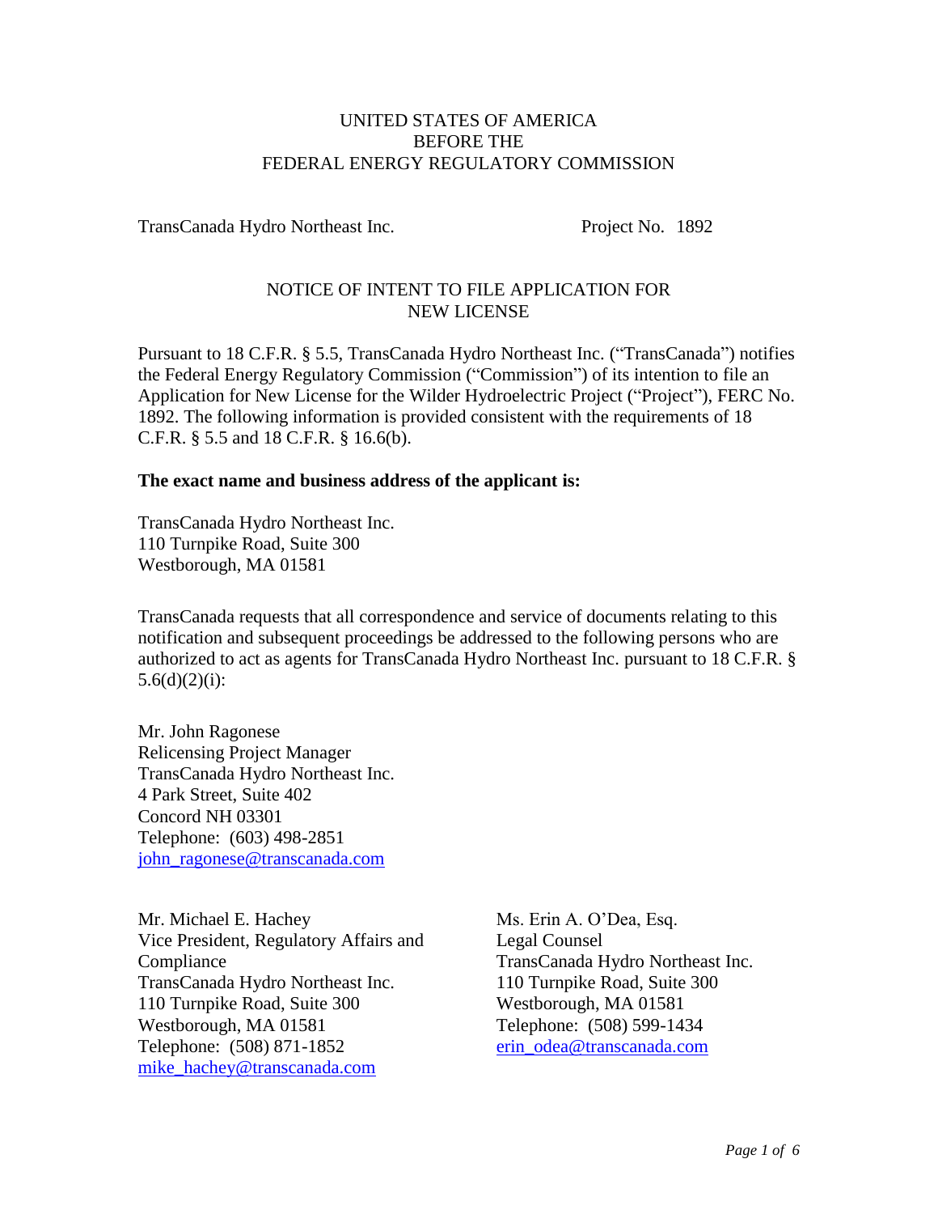UNITED STATES OF AMERICA
BEFORE THE
FEDERAL ENERGY REGULATORY COMMISSION

TransCanada Hydro Northeast Inc. Project No. 1892

# NOTICE OF INTENT TO FILE APPLICATION FOR NEW LICENSE

Pursuant to 18 C.F.R. § 5.5, TransCanada Hydro Northeast Inc. ("TransCanada") notifies the Federal Energy Regulatory Commission ("Commission") of its intention to file an Application for New License for the Wilder Hydroelectric Project ("Project"), FERC No. 1892. The following information is provided consistent with the requirements of 18 C.F.R. § 5.5 and 18 C.F.R. § 16.6(b).

**The exact name and business address of the applicant is:**

TransCanada Hydro Northeast Inc.
110 Turnpike Road, Suite 300
Westborough, MA 01581

TransCanada requests that all correspondence and service of documents relating to this notification and subsequent proceedings be addressed to the following persons who are authorized to act as agents for TransCanada Hydro Northeast Inc. pursuant to 18 C.F.R. § 5.6(d)(2)(i):

Mr. John Ragonese
Relicensing Project Manager
TransCanada Hydro Northeast Inc.
4 Park Street, Suite 402
Concord NH 03301
Telephone: (603) 498-2851
john_ragonese@transcanada.com

Mr. Michael E. Hachey
Vice President, Regulatory Affairs and Compliance
TransCanada Hydro Northeast Inc.
110 Turnpike Road, Suite 300
Westborough, MA 01581
Telephone: (508) 871-1852
mike_hachey@transcanada.com

Ms. Erin A. O'Dea, Esq.
Legal Counsel
TransCanada Hydro Northeast Inc.
110 Turnpike Road, Suite 300
Westborough, MA 01581
Telephone: (508) 599-1434
erin_odea@transcanada.com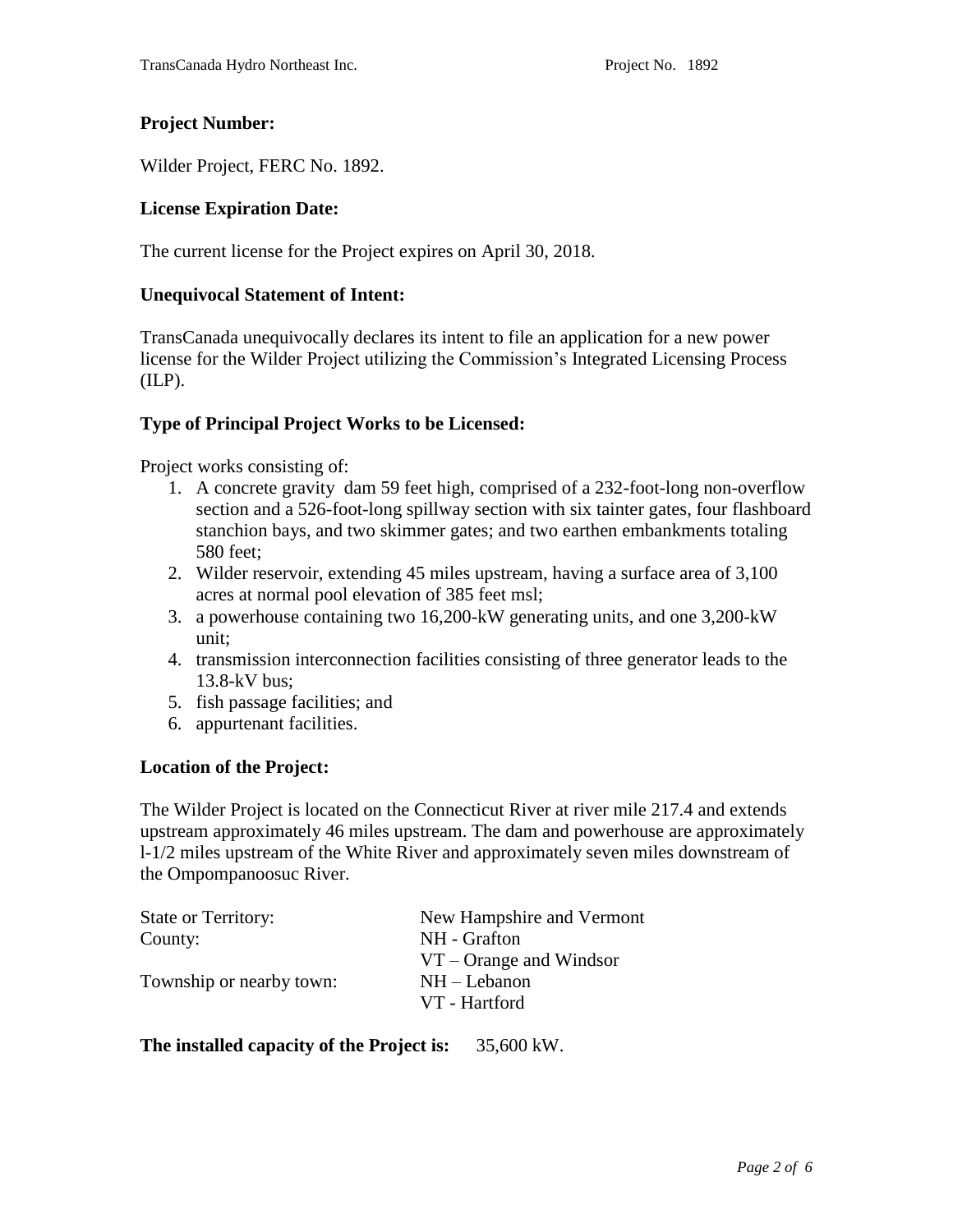**Project Number:**

Wilder Project, FERC No. 1892.

**License Expiration Date:**

The current license for the Project expires on April 30, 2018.

**Unequivocal Statement of Intent:**

TransCanada unequivocally declares its intent to file an application for a new power license for the Wilder Project utilizing the Commission's Integrated Licensing Process (ILP).

**Type of Principal Project Works to be Licensed:**

Project works consisting of:

1. A concrete gravity dam 59 feet high, comprised of a 232-foot-long non-overflow section and a 526-foot-long spillway section with six tainter gates, four flashboard stanchion bays, and two skimmer gates; and two earthen embankments totaling 580 feet;
2. Wilder reservoir, extending 45 miles upstream, having a surface area of 3,100 acres at normal pool elevation of 385 feet msl;
3. a powerhouse containing two 16,200-kW generating units, and one 3,200-kW unit;
4. transmission interconnection facilities consisting of three generator leads to the 13.8-kV bus;
5. fish passage facilities; and
6. appurtenant facilities.

**Location of the Project:**

The Wilder Project is located on the Connecticut River at river mile 217.4 and extends upstream approximately 46 miles upstream. The dam and powerhouse are approximately l-1/2 miles upstream of the White River and approximately seven miles downstream of the Ompompanoosuc River.

| | |
|---|---|
| State or Territory: | New Hampshire and Vermont |
| County: | NH - Grafton |
| | VT – Orange and Windsor |
| Township or nearby town: | NH – Lebanon |
| | VT - Hartford |

**The installed capacity of the Project is:** 35,600 kW.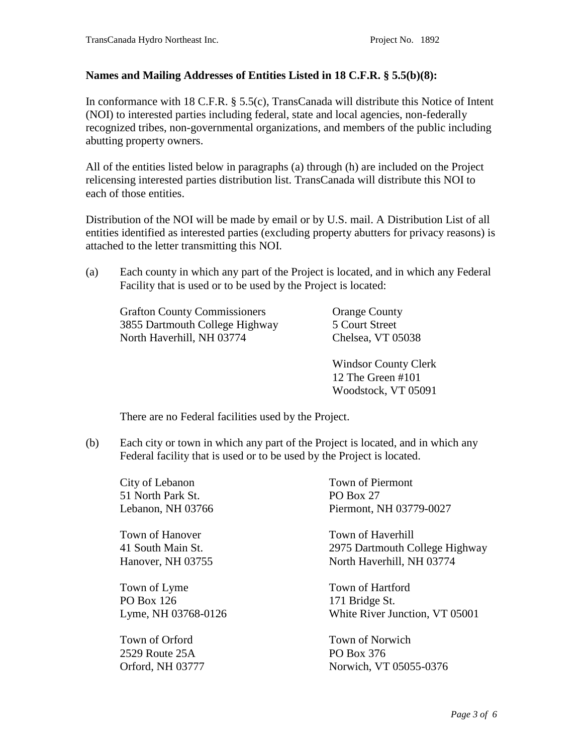**Names and Mailing Addresses of Entities Listed in 18 C.F.R. § 5.5(b)(8):**

In conformance with 18 C.F.R. § 5.5(c), TransCanada will distribute this Notice of Intent (NOI) to interested parties including federal, state and local agencies, non-federally recognized tribes, non-governmental organizations, and members of the public including abutting property owners.

All of the entities listed below in paragraphs (a) through (h) are included on the Project relicensing interested parties distribution list. TransCanada will distribute this NOI to each of those entities.

Distribution of the NOI will be made by email or by U.S. mail. A Distribution List of all entities identified as interested parties (excluding property abutters for privacy reasons) is attached to the letter transmitting this NOI.

(a) Each county in which any part of the Project is located, and in which any Federal Facility that is used or to be used by the Project is located:

Grafton County Commissioners
3855 Dartmouth College Highway
North Haverhill, NH 03774

Orange County
5 Court Street
Chelsea, VT 05038

Windsor County Clerk
12 The Green #101
Woodstock, VT 05091

There are no Federal facilities used by the Project.

(b) Each city or town in which any part of the Project is located, and in which any Federal facility that is used or to be used by the Project is located.

City of Lebanon
51 North Park St.
Lebanon, NH 03766

Town of Hanover
41 South Main St.
Hanover, NH 03755

Town of Lyme
PO Box 126
Lyme, NH 03768-0126

Town of Orford
2529 Route 25A
Orford, NH 03777

Town of Piermont
PO Box 27
Piermont, NH 03779-0027

Town of Haverhill
2975 Dartmouth College Highway
North Haverhill, NH 03774

Town of Hartford
171 Bridge St.
White River Junction, VT 05001

Town of Norwich
PO Box 376
Norwich, VT 05055-0376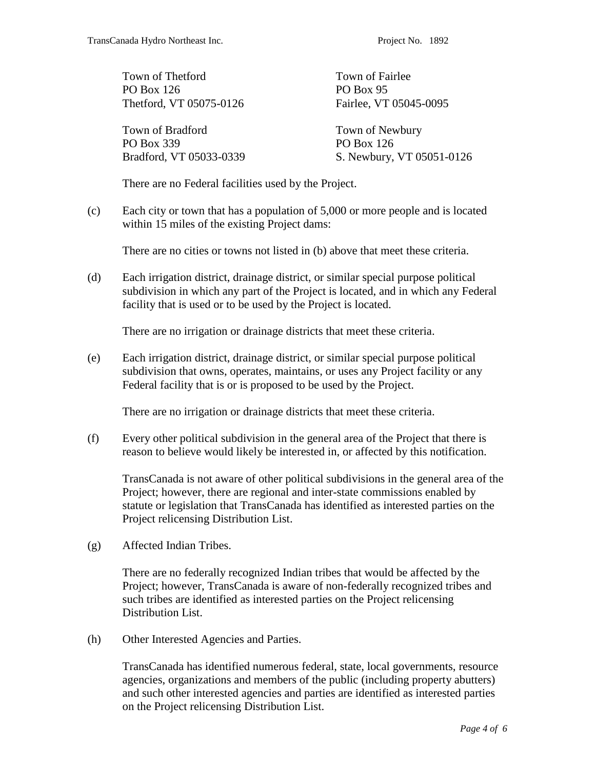Town of Thetford
PO Box 126
Thetford, VT 05075-0126

Town of Fairlee
PO Box 95
Fairlee, VT 05045-0095

Town of Bradford
PO Box 339
Bradford, VT 05033-0339

Town of Newbury
PO Box 126
S. Newbury, VT 05051-0126

There are no Federal facilities used by the Project.

(c) Each city or town that has a population of 5,000 or more people and is located within 15 miles of the existing Project dams:

There are no cities or towns not listed in (b) above that meet these criteria.

(d) Each irrigation district, drainage district, or similar special purpose political subdivision in which any part of the Project is located, and in which any Federal facility that is used or to be used by the Project is located.

There are no irrigation or drainage districts that meet these criteria.

(e) Each irrigation district, drainage district, or similar special purpose political subdivision that owns, operates, maintains, or uses any Project facility or any Federal facility that is or is proposed to be used by the Project.

There are no irrigation or drainage districts that meet these criteria.

(f) Every other political subdivision in the general area of the Project that there is reason to believe would likely be interested in, or affected by this notification.

TransCanada is not aware of other political subdivisions in the general area of the Project; however, there are regional and inter-state commissions enabled by statute or legislation that TransCanada has identified as interested parties on the Project relicensing Distribution List.

(g) Affected Indian Tribes.

There are no federally recognized Indian tribes that would be affected by the Project; however, TransCanada is aware of non-federally recognized tribes and such tribes are identified as interested parties on the Project relicensing Distribution List.

(h) Other Interested Agencies and Parties.

TransCanada has identified numerous federal, state, local governments, resource agencies, organizations and members of the public (including property abutters) and such other interested agencies and parties are identified as interested parties on the Project relicensing Distribution List.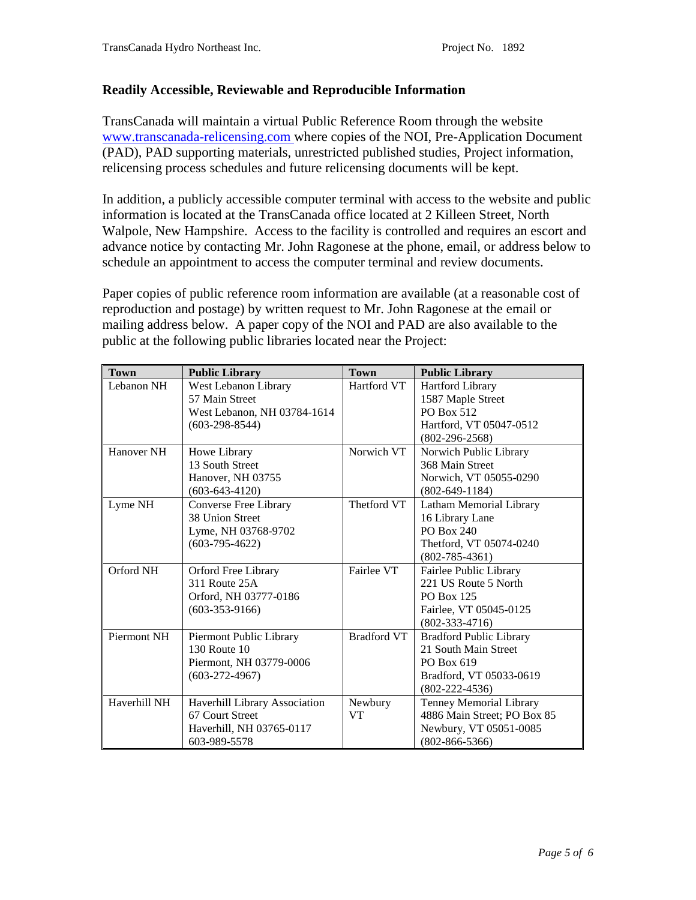**Readily Accessible, Reviewable and Reproducible Information**

TransCanada will maintain a virtual Public Reference Room through the website [www.transcanada-relicensing.com](http://www.transcanada-relicensing.com) where copies of the NOI, Pre-Application Document (PAD), PAD supporting materials, unrestricted published studies, Project information, relicensing process schedules and future relicensing documents will be kept.

In addition, a publicly accessible computer terminal with access to the website and public information is located at the TransCanada office located at 2 Killeen Street, North Walpole, New Hampshire. Access to the facility is controlled and requires an escort and advance notice by contacting Mr. John Ragonese at the phone, email, or address below to schedule an appointment to access the computer terminal and review documents.

Paper copies of public reference room information are available (at a reasonable cost of reproduction and postage) by written request to Mr. John Ragonese at the email or mailing address below. A paper copy of the NOI and PAD are also available to the public at the following public libraries located near the Project:

| Town | Public Library | Town | Public Library |
|---|---|---|---|
| Lebanon NH | West Lebanon Library<br>57 Main Street<br>West Lebanon, NH 03784-1614<br>(603-298-8544) | Hartford VT | Hartford Library<br>1587 Maple Street<br>PO Box 512<br>Hartford, VT 05047-0512<br>(802-296-2568) |
| Hanover NH | Howe Library<br>13 South Street<br>Hanover, NH 03755<br>(603-643-4120) | Norwich VT | Norwich Public Library<br>368 Main Street<br>Norwich, VT 05055-0290<br>(802-649-1184) |
| Lyme NH | Converse Free Library<br>38 Union Street<br>Lyme, NH 03768-9702<br>(603-795-4622) | Thetford VT | Latham Memorial Library<br>16 Library Lane<br>PO Box 240<br>Thetford, VT 05074-0240<br>(802-785-4361) |
| Orford NH | Orford Free Library<br>311 Route 25A<br>Orford, NH 03777-0186<br>(603-353-9166) | Fairlee VT | Fairlee Public Library<br>221 US Route 5 North<br>PO Box 125<br>Fairlee, VT 05045-0125<br>(802-333-4716) |
| Piermont NH | Piermont Public Library<br>130 Route 10<br>Piermont, NH 03779-0006<br>(603-272-4967) | Bradford VT | Bradford Public Library<br>21 South Main Street<br>PO Box 619<br>Bradford, VT 05033-0619<br>(802-222-4536) |
| Haverhill NH | Haverhill Library Association<br>67 Court Street<br>Haverhill, NH 03765-0117<br>603-989-5578 | Newbury VT | Tenney Memorial Library<br>4886 Main Street; PO Box 85<br>Newbury, VT 05051-0085<br>(802-866-5366) |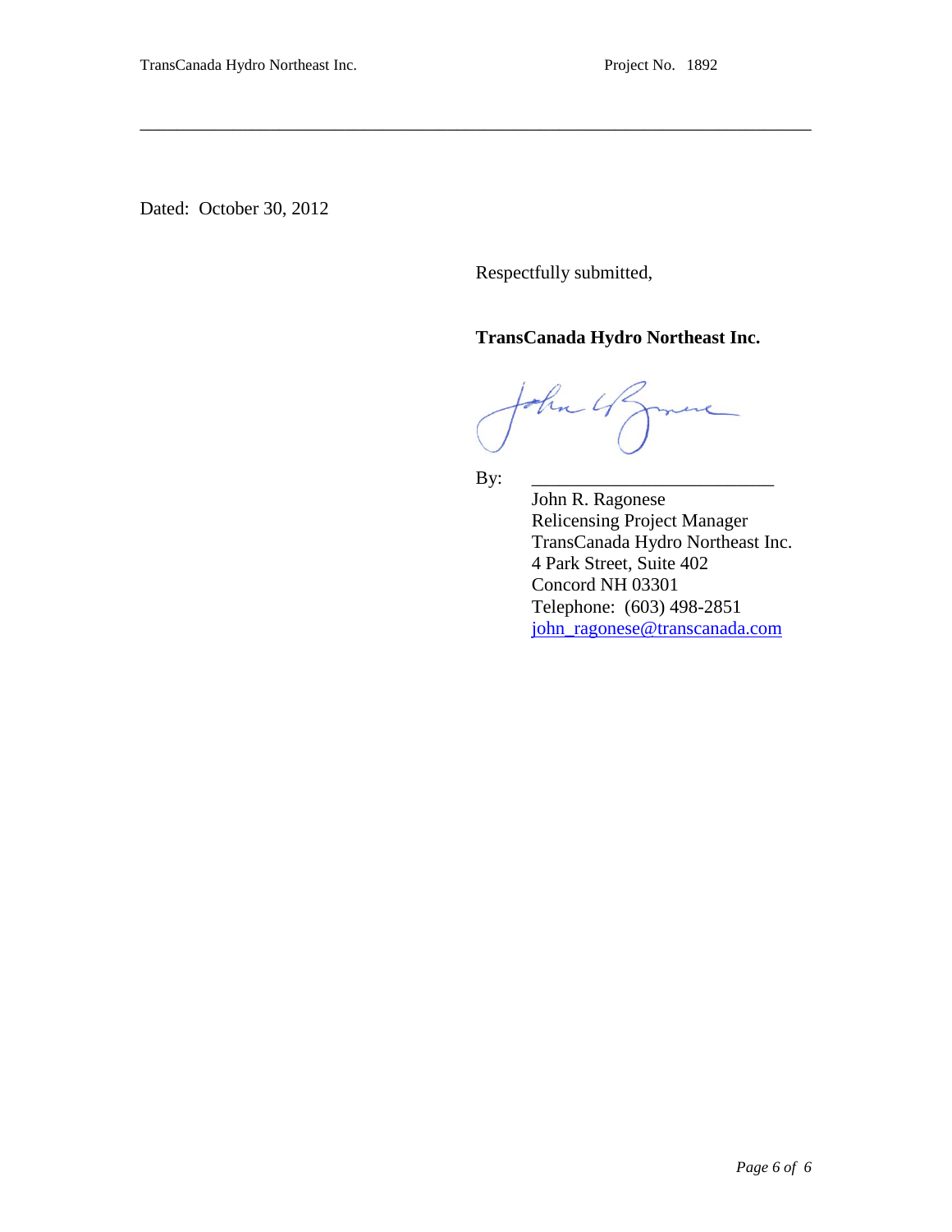Dated: October 30, 2012

Respectfully submitted,

**TransCanada Hydro Northeast Inc.**

By: ________________________

John R. Ragonese
Relicensing Project Manager
TransCanada Hydro Northeast Inc.
4 Park Street, Suite 402
Concord NH 03301
Telephone: (603) 498-2851
john_ragonese@transcanada.com